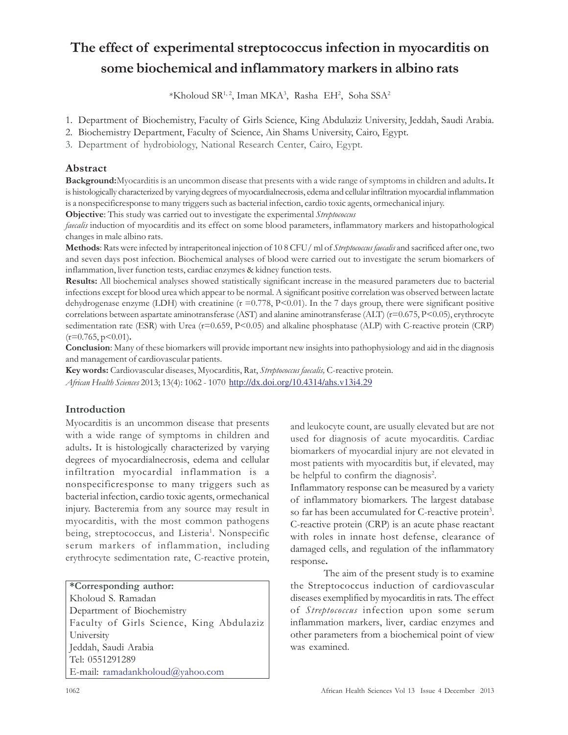# The effect of experimental streptococcus infection in myocarditis on some biochemical and inflammatory markers in albino rats

*Kholoud SR[1, 2], Iman MKA[3], Rasha EH[2], Soha SSA[2]

1. Department of Biochemistry, Faculty of Girls Science, King Abdulaziz University, Jeddah, Saudi Arabia.
2. Biochemistry Department, Faculty of Science, Ain Shams University, Cairo, Egypt.
3. Department of hydrobiology, National Research Center, Cairo, Egypt.

## Abstract

**Background:** Myocarditis is an uncommon disease that presents with a wide range of symptoms in children and adults**.** It is histologically characterized by varying degrees of myocardialnecrosis, edema and cellular infiltration myocardial inflammation is a nonspecificresponse to many triggers such as bacterial infection, cardio toxic agents, ormechanical injury.

**Objective**: This study was carried out to investigate the experimental *Streptococcus faecalis* induction of myocarditis and its effect on some blood parameters, inflammatory markers and histopathological changes in male albino rats.

**Methods**: Rats were infected by intraperitoneal injection of 10 8 CFU/ ml of *Streptococcus faecalis* and sacrificed after one, two and seven days post infection. Biochemical analyses of blood were carried out to investigate the serum biomarkers of inflammation, liver function tests, cardiac enzymes & kidney function tests.

**Results:** All biochemical analyses showed statistically significant increase in the measured parameters due to bacterial infections except for blood urea which appear to be normal. A significant positive correlation was observed between lactate dehydrogenase enzyme (LDH) with creatinine ($r = 0.778$, $P<0.01$). In the 7 days group, there were significant positive correlations between aspartate aminotransferase (AST) and alanine aminotransferase (ALT) ($r=0.675$, $P<0.05$), erythrocyte sedimentation rate (ESR) with Urea ($r=0.659$, $P<0.05$) and alkaline phosphatase (ALP) with C-reactive protein (CRP) ($r=0.765$, $p<0.01$)**.**

**Conclusion**: Many of these biomarkers will provide important new insights into pathophysiology and aid in the diagnosis and management of cardiovascular patients.

**Key words:** Cardiovascular diseases, Myocarditis, Rat, *Streptococcus faecalis,* C-reactive protein.

*African Health Sciences* 2013; 13(4): 1062 - 1070 http://dx.doi.org/10.4314/ahs.v13i4.29

## Introduction

Myocarditis is an uncommon disease that presents with a wide range of symptoms in children and adults**.** It is histologically characterized by varying degrees of myocardialnecrosis, edema and cellular infiltration myocardial inflammation is a nonspecificresponse to many triggers such as bacterial infection, cardio toxic agents, ormechanical injury. Bacteremia from any source may result in myocarditis, with the most common pathogens being, streptococcus, and Listeria[1]. Nonspecific serum markers of inflammation, including erythrocyte sedimentation rate, C-reactive protein, and leukocyte count, are usually elevated but are not used for diagnosis of acute myocarditis. Cardiac biomarkers of myocardial injury are not elevated in most patients with myocarditis but, if elevated, may be helpful to confirm the diagnosis[2].

Inflammatory response can be measured by a variety of inflammatory biomarkers. The largest database so far has been accumulated for C-reactive protein[3]. C-reactive protein (CRP) is an acute phase reactant with roles in innate host defense, clearance of damaged cells, and regulation of the inflammatory response**.**

The aim of the present study is to examine the Streptococcus induction of cardiovascular diseases exemplified by myocarditis in rats. The effect of *Streptococcus* infection upon some serum inflammation markers, liver, cardiac enzymes and other parameters from a biochemical point of view was examined.

**\*Corresponding author:**
Kholoud S. Ramadan
Department of Biochemistry
Faculty of Girls Science, King Abdulaziz University
Jeddah, Saudi Arabia
Tel: 0551291289
E-mail: ramadankholoud@yahoo.com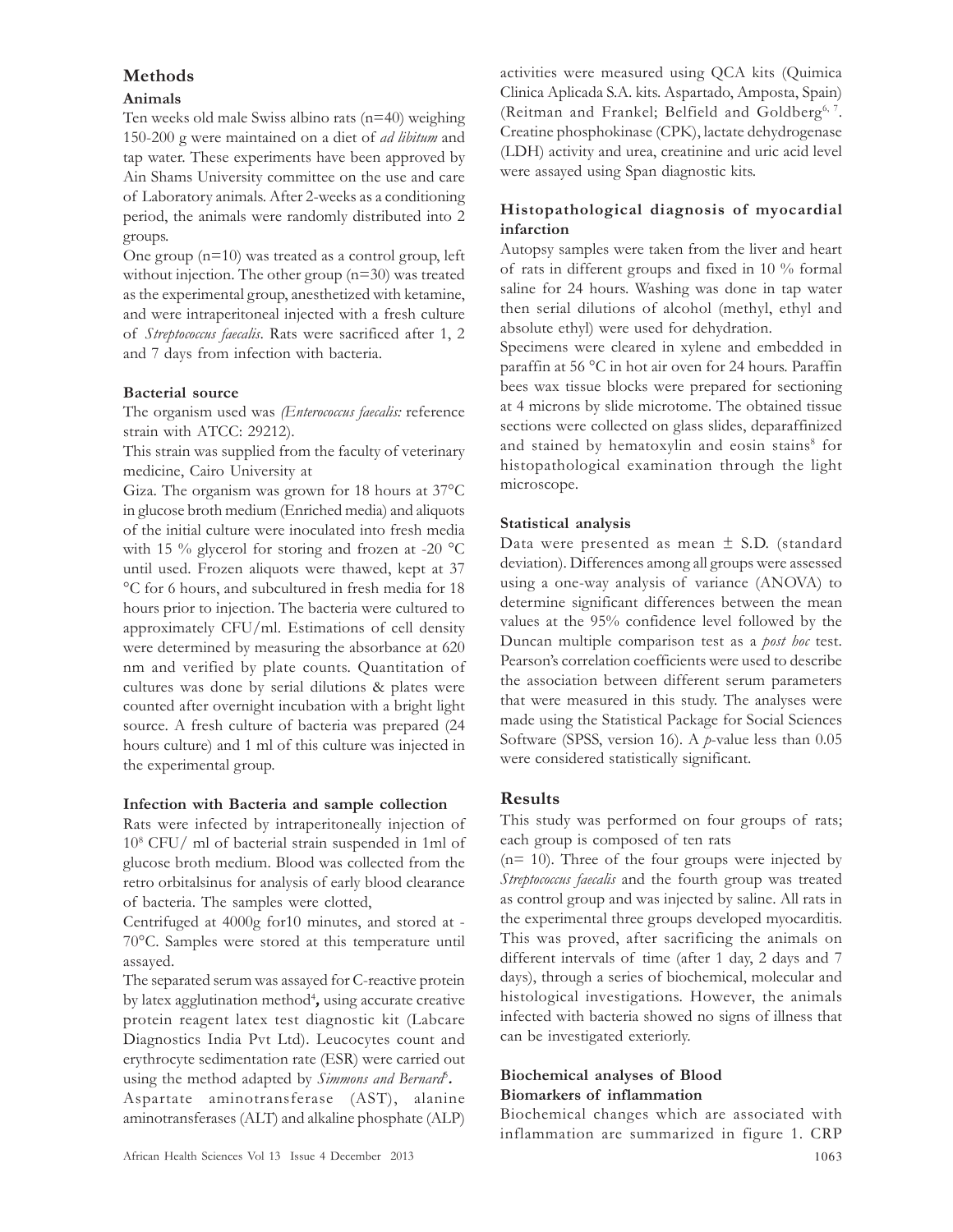## Methods

### Animals

Ten weeks old male Swiss albino rats (n=40) weighing 150-200 g were maintained on a diet of *ad libitum* and tap water. These experiments have been approved by Ain Shams University committee on the use and care of Laboratory animals. After 2-weeks as a conditioning period, the animals were randomly distributed into 2 groups.

One group (n=10) was treated as a control group, left without injection. The other group (n=30) was treated as the experimental group, anesthetized with ketamine, and were intraperitoneal injected with a fresh culture of *Streptococcus faecalis*. Rats were sacrificed after 1, 2 and 7 days from infection with bacteria.

### Bacterial source

The organism used was *(Enterococcus faecalis:* reference strain with ATCC: 29212).

This strain was supplied from the faculty of veterinary medicine, Cairo University at

Giza. The organism was grown for 18 hours at 37°C in glucose broth medium (Enriched media) and aliquots of the initial culture were inoculated into fresh media with 15 % glycerol for storing and frozen at -20 °C until used. Frozen aliquots were thawed, kept at 37 °C for 6 hours, and subcultured in fresh media for 18 hours prior to injection. The bacteria were cultured to approximately CFU/ml. Estimations of cell density were determined by measuring the absorbance at 620 nm and verified by plate counts. Quantitation of cultures was done by serial dilutions & plates were counted after overnight incubation with a bright light source. A fresh culture of bacteria was prepared (24 hours culture) and 1 ml of this culture was injected in the experimental group.

### Infection with Bacteria and sample collection

Rats were infected by intraperitoneally injection of $10^8$ CFU/ ml of bacterial strain suspended in 1ml of glucose broth medium. Blood was collected from the retro orbitalsinus for analysis of early blood clearance of bacteria. The samples were clotted,

Centrifuged at 4000g for10 minutes, and stored at -70°C. Samples were stored at this temperature until assayed.

The separated serum was assayed for C-reactive protein by latex agglutination method[4]**,** using accurate creative protein reagent latex test diagnostic kit (Labcare Diagnostics India Pvt Ltd). Leucocytes count and erythrocyte sedimentation rate (ESR) were carried out using the method adapted by *Simmons and Bernard*[5]**.**

Aspartate aminotransferase (AST), alanine aminotransferases (ALT) and alkaline phosphate (ALP) activities were measured using QCA kits (Quimica Clinica Aplicada S.A. kits. Aspartado, Amposta, Spain) (Reitman and Frankel; Belfield and Goldberg[6, 7]. Creatine phosphokinase (CPK), lactate dehydrogenase (LDH) activity and urea, creatinine and uric acid level were assayed using Span diagnostic kits.

### Histopathological diagnosis of myocardial infarction

Autopsy samples were taken from the liver and heart of rats in different groups and fixed in 10 % formal saline for 24 hours. Washing was done in tap water then serial dilutions of alcohol (methyl, ethyl and absolute ethyl) were used for dehydration.

Specimens were cleared in xylene and embedded in paraffin at 56 °C in hot air oven for 24 hours. Paraffin bees wax tissue blocks were prepared for sectioning at 4 microns by slide microtome. The obtained tissue sections were collected on glass slides, deparaffinized and stained by hematoxylin and eosin stains[8] for histopathological examination through the light microscope.

### Statistical analysis

Data were presented as mean ± S.D. (standard deviation). Differences among all groups were assessed using a one-way analysis of variance (ANOVA) to determine significant differences between the mean values at the 95% confidence level followed by the Duncan multiple comparison test as a *post hoc* test. Pearson's correlation coefficients were used to describe the association between different serum parameters that were measured in this study. The analyses were made using the Statistical Package for Social Sciences Software (SPSS, version 16). A *p*-value less than 0.05 were considered statistically significant.

## Results

This study was performed on four groups of rats; each group is composed of ten rats

(n= 10). Three of the four groups were injected by *Streptococcus faecalis* and the fourth group was treated as control group and was injected by saline. All rats in the experimental three groups developed myocarditis. This was proved, after sacrificing the animals on different intervals of time (after 1 day, 2 days and 7 days), through a series of biochemical, molecular and histological investigations. However, the animals infected with bacteria showed no signs of illness that can be investigated exteriorly.

### Biochemical analyses of Blood

### Biomarkers of inflammation

Biochemical changes which are associated with inflammation are summarized in figure 1. CRP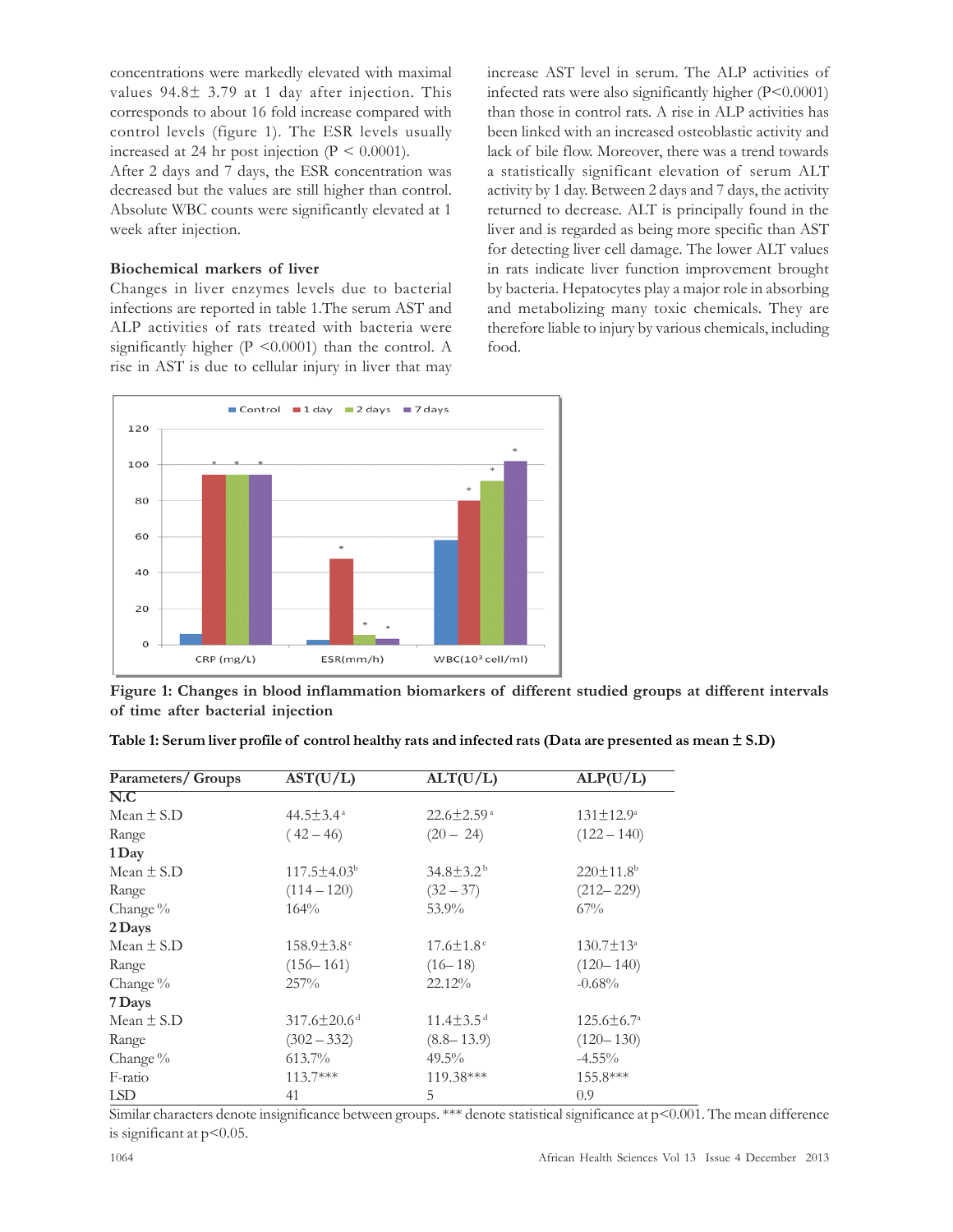concentrations were markedly elevated with maximal values 94.8± 3.79 at 1 day after injection. This corresponds to about 16 fold increase compared with control levels (figure 1). The ESR levels usually increased at 24 hr post injection (P < 0.0001).
After 2 days and 7 days, the ESR concentration was decreased but the values are still higher than control. Absolute WBC counts were significantly elevated at 1 week after injection.

### Biochemical markers of liver

Changes in liver enzymes levels due to bacterial infections are reported in table 1.The serum AST and ALP activities of rats treated with bacteria were significantly higher (P <0.0001) than the control. A rise in AST is due to cellular injury in liver that may increase AST level in serum. The ALP activities of infected rats were also significantly higher (P<0.0001) than those in control rats. A rise in ALP activities has been linked with an increased osteoblastic activity and lack of bile flow. Moreover, there was a trend towards a statistically significant elevation of serum ALT activity by 1 day. Between 2 days and 7 days, the activity returned to decrease. ALT is principally found in the liver and is regarded as being more specific than AST for detecting liver cell damage. The lower ALT values in rats indicate liver function improvement brought by bacteria. Hepatocytes play a major role in absorbing and metabolizing many toxic chemicals. They are therefore liable to injury by various chemicals, including food.

**Figure 1: Changes in blood inflammation biomarkers of different studied groups at different intervals of time after bacterial injection**

**Table 1: Serum liver profile of control healthy rats and infected rats (Data are presented as mean ± S.D)**

| Parameters/ Groups | AST(U/L) | ALT(U/L) | ALP(U/L) |
|---|---|---|---|
| **N.C** | | | |
| Mean ± S.D | 44.5±3.4 [a] | 22.6±2.59 [a] | 131±12.9 [a] |
| Range | (42 – 46) | (20 – 24) | (122 – 140) |
| **1 Day** | | | |
| Mean ± S.D | 117.5±4.03 [b] | 34.8±3.2 [b] | 220±11.8 [b] |
| Range | (114 – 120) | (32 – 37) | (212– 229) |
| Change % | 164% | 53.9% | 67% |
| **2 Days** | | | |
| Mean ± S.D | 158.9±3.8 [c] | 17.6±1.8 [c] | 130.7±13 [a] |
| Range | (156– 161) | (16– 18) | (120– 140) |
| Change % | 257% | 22.12% | -0.68% |
| **7 Days** | | | |
| Mean ± S.D | 317.6±20.6 [d] | 11.4±3.5 [d] | 125.6±6.7 [a] |
| Range | (302 – 332) | (8.8– 13.9) | (120– 130) |
| Change % | 613.7% | 49.5% | -4.55% |
| F-ratio | 113.7*** | 119.38*** | 155.8*** |
| LSD | 41 | 5 | 0.9 |

Similar characters denote insignificance between groups. *** denote statistical significance at p<0.001. The mean difference is significant at p<0.05.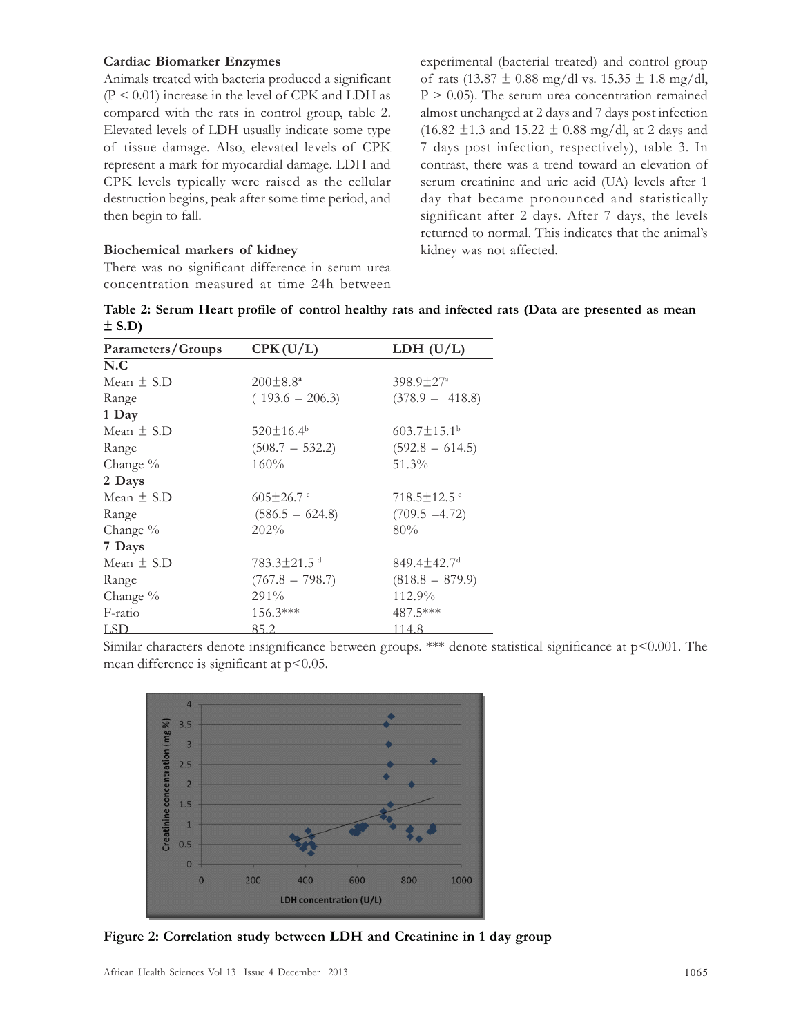### Cardiac Biomarker Enzymes

Animals treated with bacteria produced a significant ($P < 0.01$) increase in the level of CPK and LDH as compared with the rats in control group, table 2. Elevated levels of LDH usually indicate some type of tissue damage. Also, elevated levels of CPK represent a mark for myocardial damage. LDH and CPK levels typically were raised as the cellular destruction begins, peak after some time period, and then begin to fall.

### Biochemical markers of kidney

There was no significant difference in serum urea concentration measured at time 24h between experimental (bacterial treated) and control group of rats (13.87 ± 0.88 mg/dl vs. 15.35 ± 1.8 mg/dl, $P > 0.05$). The serum urea concentration remained almost unchanged at 2 days and 7 days post infection (16.82 ±1.3 and 15.22 ± 0.88 mg/dl, at 2 days and 7 days post infection, respectively), table 3. In contrast, there was a trend toward an elevation of serum creatinine and uric acid (UA) levels after 1 day that became pronounced and statistically significant after 2 days. After 7 days, the levels returned to normal. This indicates that the animal's kidney was not affected.

**Table 2: Serum Heart profile of control healthy rats and infected rats (Data are presented as mean ± S.D)**

| Parameters/Groups | CPK (U/L) | LDH (U/L) |
|---|---|---|
| **N.C** | | |
| Mean ± S.D | 200±8.8[a] | 398.9±27[a] |
| Range | ( 193.6 – 206.3) | (378.9 – 418.8) |
| **1 Day** | | |
| Mean ± S.D | 520±16.4[b] | 603.7±15.1[b] |
| Range | (508.7 – 532.2) | (592.8 – 614.5) |
| Change % | 160% | 51.3% |
| **2 Days** | | |
| Mean ± S.D | 605±26.7 [c] | 718.5±12.5 [c] |
| Range | (586.5 – 624.8) | (709.5 –4.72) |
| Change % | 202% | 80% |
| **7 Days** | | |
| Mean ± S.D | 783.3±21.5 [d] | 849.4±42.7[d] |
| Range | (767.8 – 798.7) | (818.8 – 879.9) |
| Change % | 291% | 112.9% |
| F-ratio | 156.3*** | 487.5*** |
| LSD | 85.2 | 114.8 |

Similar characters denote insignificance between groups. *** denote statistical significance at $p<0.001$. The mean difference is significant at $p<0.05$.

**Figure 2: Correlation study between LDH and Creatinine in 1 day group**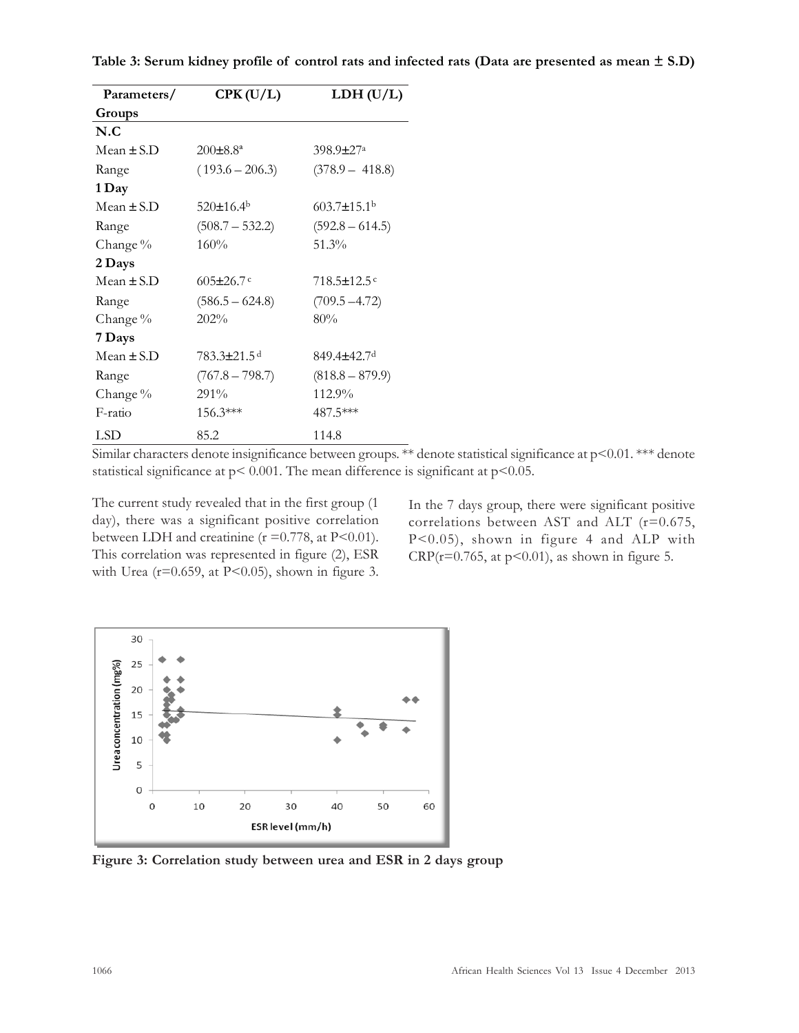**Table 3: Serum kidney profile of control rats and infected rats (Data are presented as mean ± S.D)**

| Parameters/ Groups | CPK (U/L) | LDH (U/L) |
|---|---|---|
| **N.C** | | |
| Mean ± S.D | 200±8.8[a] | 398.9±27[a] |
| Range | (193.6 – 206.3) | (378.9 – 418.8) |
| **1 Day** | | |
| Mean ± S.D | 520±16.4[b] | 603.7±15.1[b] |
| Range | (508.7 – 532.2) | (592.8 – 614.5) |
| Change % | 160% | 51.3% |
| **2 Days** | | |
| Mean ± S.D | 605±26.7[c] | 718.5±12.5[c] |
| Range | (586.5 – 624.8) | (709.5 –4.72) |
| Change % | 202% | 80% |
| **7 Days** | | |
| Mean ± S.D | 783.3±21.5[d] | 849.4±42.7[d] |
| Range | (767.8 – 798.7) | (818.8 – 879.9) |
| Change % | 291% | 112.9% |
| F-ratio | 156.3*** | 487.5*** |
| LSD | 85.2 | 114.8 |

Similar characters denote insignificance between groups. ** denote statistical significance at $p<0.01$. *** denote statistical significance at $p< 0.001$. The mean difference is significant at $p<0.05$.

The current study revealed that in the first group (1 day), there was a significant positive correlation between LDH and creatinine ($r=0.778$, at $P<0.01$). This correlation was represented in figure (2), ESR with Urea ($r=0.659$, at $P<0.05$), shown in figure 3.

In the 7 days group, there were significant positive correlations between AST and ALT ($r=0.675$, $P<0.05$), shown in figure 4 and ALP with CRP($r=0.765$, at $p<0.01$), as shown in figure 5.

**Figure 3: Correlation study between urea and ESR in 2 days group**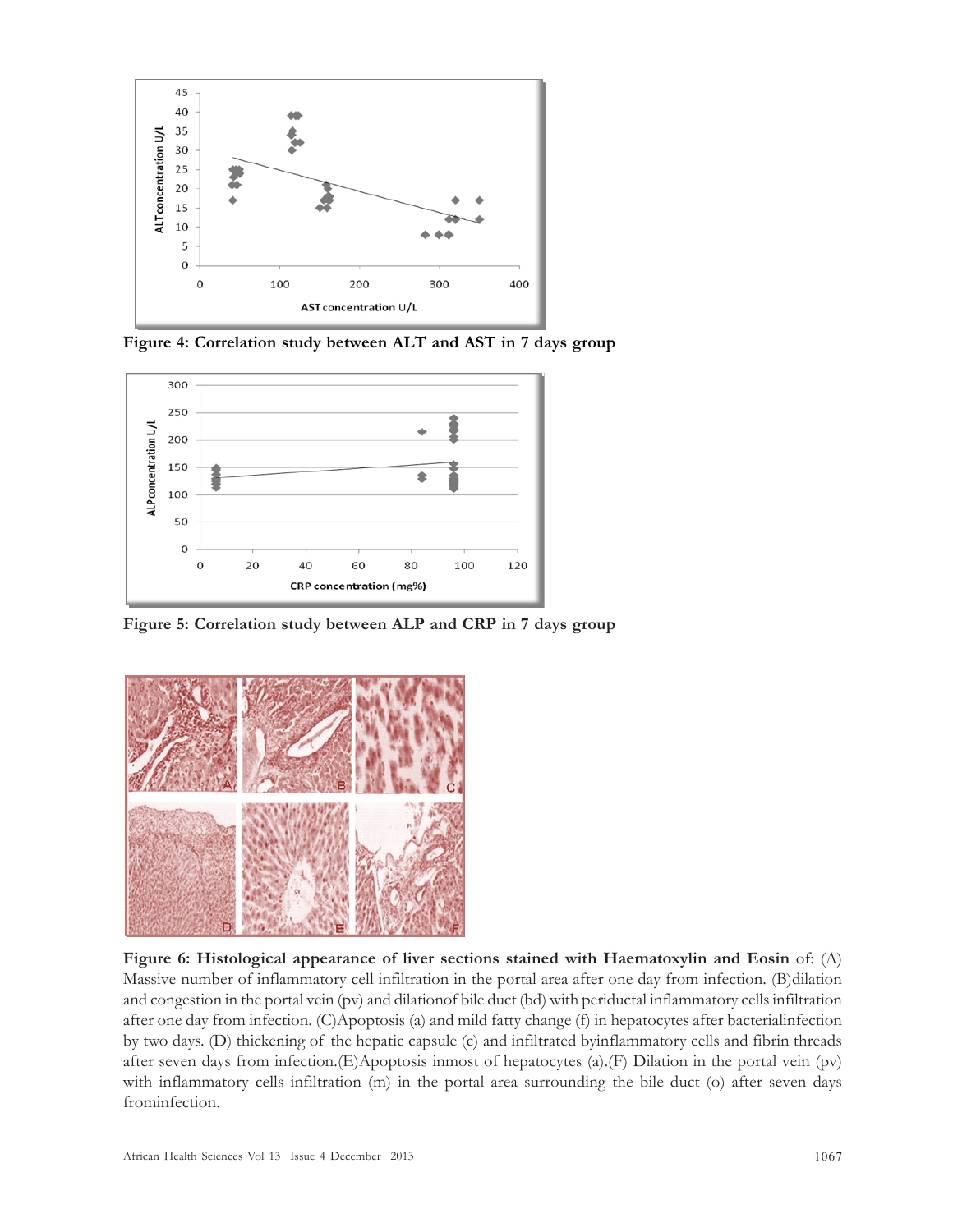**Figure 4: Correlation study between ALT and AST in 7 days group**

**Figure 5: Correlation study between ALP and CRP in 7 days group**

**Figure 6: Histological appearance of liver sections stained with Haematoxylin and Eosin** of: (A) Massive number of inflammatory cell infiltration in the portal area after one day from infection. (B)dilation and congestion in the portal vein (pv) and dilationof bile duct (bd) with periductal inflammatory cells infiltration after one day from infection. (C)Apoptosis (a) and mild fatty change (f) in hepatocytes after bacterialinfection by two days. (D) thickening of the hepatic capsule (c) and infiltrated byinflammatory cells and fibrin threads after seven days from infection.(E)Apoptosis inmost of hepatocytes (a).(F) Dilation in the portal vein (pv) with inflammatory cells infiltration (m) in the portal area surrounding the bile duct (o) after seven days frominfection.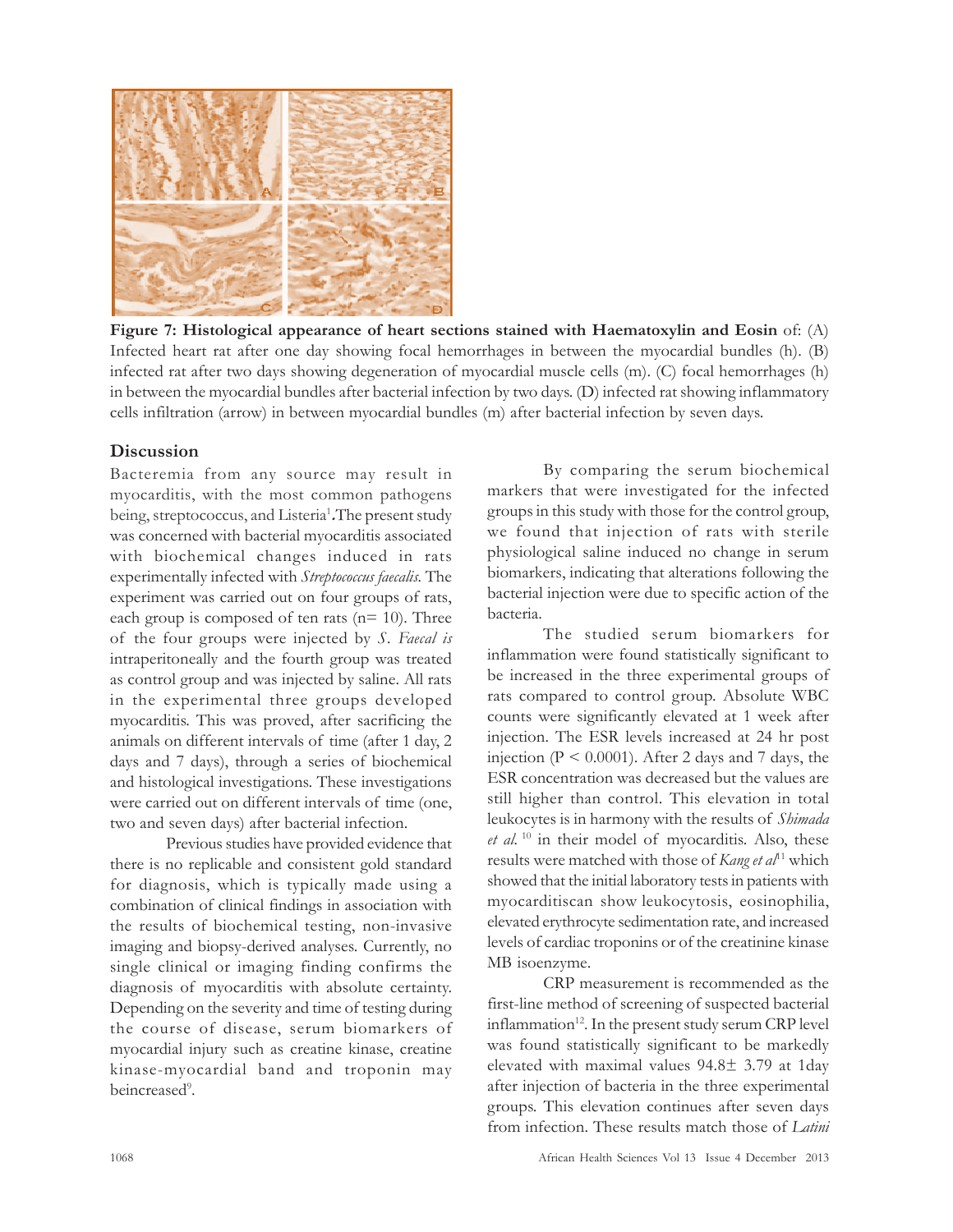**Figure 7: Histological appearance of heart sections stained with Haematoxylin and Eosin** of: (A) Infected heart rat after one day showing focal hemorrhages in between the myocardial bundles (h). (B) infected rat after two days showing degeneration of myocardial muscle cells (m). (C) focal hemorrhages (h) in between the myocardial bundles after bacterial infection by two days. (D) infected rat showing inflammatory cells infiltration (arrow) in between myocardial bundles (m) after bacterial infection by seven days.

## Discussion

Bacteremia from any source may result in myocarditis, with the most common pathogens being, streptococcus, and Listeria[1].The present study was concerned with bacterial myocarditis associated with biochemical changes induced in rats experimentally infected with *Streptococcus faecalis*. The experiment was carried out on four groups of rats, each group is composed of ten rats (n= 10). Three of the four groups were injected by *S. Faecal is* intraperitoneally and the fourth group was treated as control group and was injected by saline. All rats in the experimental three groups developed myocarditis. This was proved, after sacrificing the animals on different intervals of time (after 1 day, 2 days and 7 days), through a series of biochemical and histological investigations. These investigations were carried out on different intervals of time (one, two and seven days) after bacterial infection.

Previous studies have provided evidence that there is no replicable and consistent gold standard for diagnosis, which is typically made using a combination of clinical findings in association with the results of biochemical testing, non-invasive imaging and biopsy-derived analyses. Currently, no single clinical or imaging finding confirms the diagnosis of myocarditis with absolute certainty. Depending on the severity and time of testing during the course of disease, serum biomarkers of myocardial injury such as creatine kinase, creatine kinase-myocardial band and troponin may beincreased[9].

By comparing the serum biochemical markers that were investigated for the infected groups in this study with those for the control group, we found that injection of rats with sterile physiological saline induced no change in serum biomarkers, indicating that alterations following the bacterial injection were due to specific action of the bacteria.

The studied serum biomarkers for inflammation were found statistically significant to be increased in the three experimental groups of rats compared to control group. Absolute WBC counts were significantly elevated at 1 week after injection. The ESR levels increased at 24 hr post injection ($P < 0.0001$). After 2 days and 7 days, the ESR concentration was decreased but the values are still higher than control. This elevation in total leukocytes is in harmony with the results of *Shimada et al.* [10] in their model of myocarditis. Also, these results were matched with those of *Kang et al*[11] which showed that the initial laboratory tests in patients with myocarditiscan show leukocytosis, eosinophilia, elevated erythrocyte sedimentation rate, and increased levels of cardiac troponins or of the creatinine kinase MB isoenzyme.

CRP measurement is recommended as the first-line method of screening of suspected bacterial inflammation[12]. In the present study serum CRP level was found statistically significant to be markedly elevated with maximal values 94.8± 3.79 at 1day after injection of bacteria in the three experimental groups. This elevation continues after seven days from infection. These results match those of *Latini*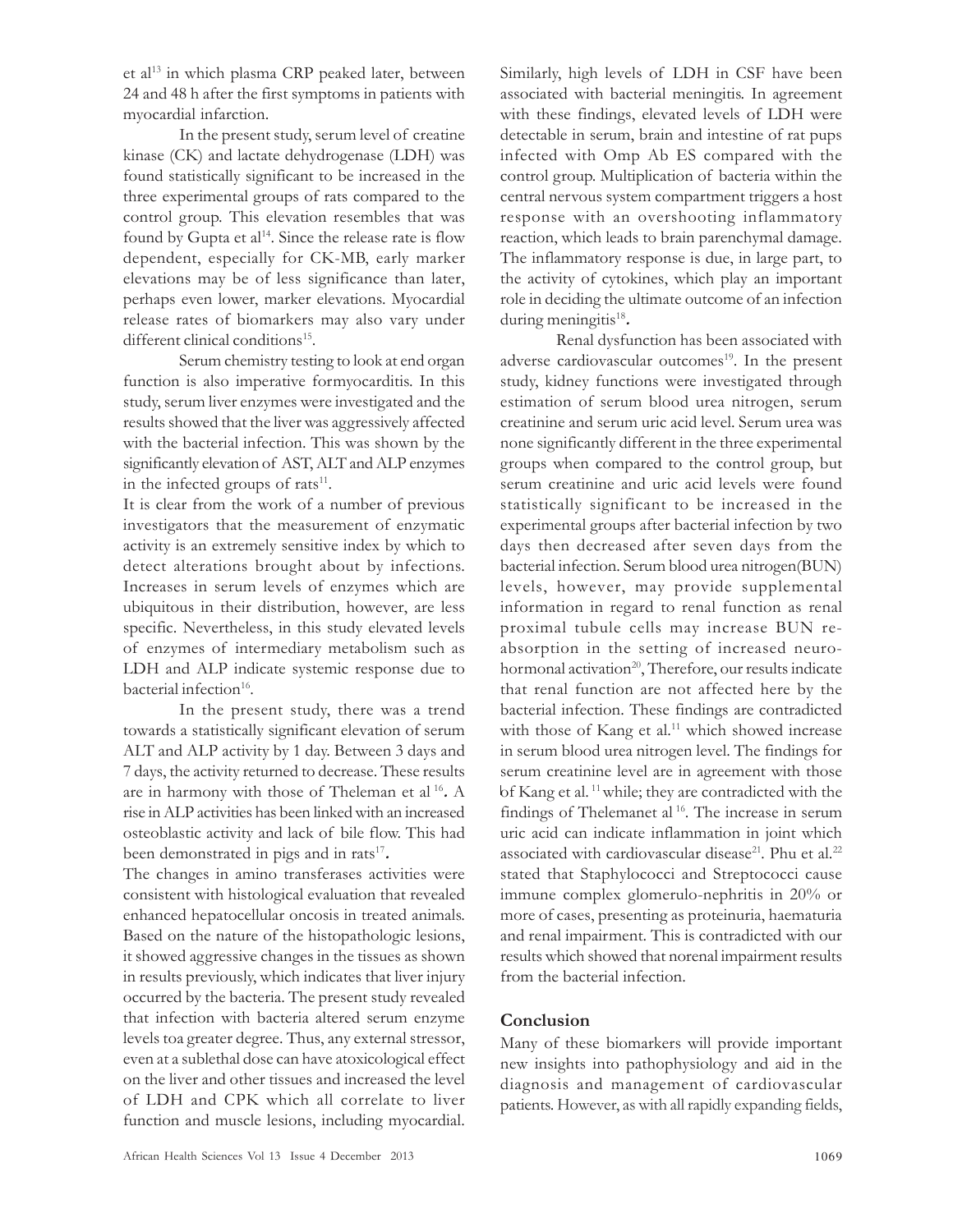et al[13] in which plasma CRP peaked later, between 24 and 48 h after the first symptoms in patients with myocardial infarction.

In the present study, serum level of creatine kinase (CK) and lactate dehydrogenase (LDH) was found statistically significant to be increased in the three experimental groups of rats compared to the control group. This elevation resembles that was found by Gupta et al[14]. Since the release rate is flow dependent, especially for CK-MB, early marker elevations may be of less significance than later, perhaps even lower, marker elevations. Myocardial release rates of biomarkers may also vary under different clinical conditions[15].

Serum chemistry testing to look at end organ function is also imperative formyocarditis. In this study, serum liver enzymes were investigated and the results showed that the liver was aggressively affected with the bacterial infection. This was shown by the significantly elevation of AST, ALT and ALP enzymes in the infected groups of rats[11].

It is clear from the work of a number of previous investigators that the measurement of enzymatic activity is an extremely sensitive index by which to detect alterations brought about by infections. Increases in serum levels of enzymes which are ubiquitous in their distribution, however, are less specific. Nevertheless, in this study elevated levels of enzymes of intermediary metabolism such as LDH and ALP indicate systemic response due to bacterial infection[16].

In the present study, there was a trend towards a statistically significant elevation of serum ALT and ALP activity by 1 day. Between 3 days and 7 days, the activity returned to decrease. These results are in harmony with those of Theleman et al [16]**.** A rise in ALP activities has been linked with an increased osteoblastic activity and lack of bile flow. This had been demonstrated in pigs and in rats[17]**.**

The changes in amino transferases activities were consistent with histological evaluation that revealed enhanced hepatocellular oncosis in treated animals. Based on the nature of the histopathologic lesions, it showed aggressive changes in the tissues as shown in results previously, which indicates that liver injury occurred by the bacteria. The present study revealed that infection with bacteria altered serum enzyme levels toa greater degree. Thus, any external stressor, even at a sublethal dose can have atoxicological effect on the liver and other tissues and increased the level of LDH and CPK which all correlate to liver function and muscle lesions, including myocardial. Similarly, high levels of LDH in CSF have been associated with bacterial meningitis. In agreement with these findings, elevated levels of LDH were detectable in serum, brain and intestine of rat pups infected with Omp Ab ES compared with the control group. Multiplication of bacteria within the central nervous system compartment triggers a host response with an overshooting inflammatory reaction, which leads to brain parenchymal damage. The inflammatory response is due, in large part, to the activity of cytokines, which play an important role in deciding the ultimate outcome of an infection during meningitis[18]**.**

Renal dysfunction has been associated with adverse cardiovascular outcomes[19]. In the present study, kidney functions were investigated through estimation of serum blood urea nitrogen, serum creatinine and serum uric acid level. Serum urea was none significantly different in the three experimental groups when compared to the control group, but serum creatinine and uric acid levels were found statistically significant to be increased in the experimental groups after bacterial infection by two days then decreased after seven days from the bacterial infection. Serum blood urea nitrogen(BUN) levels, however, may provide supplemental information in regard to renal function as renal proximal tubule cells may increase BUN re-absorption in the setting of increased neuro-hormonal activation[20], Therefore, our results indicate that renal function are not affected here by the bacterial infection. These findings are contradicted with those of Kang et al.[11] which showed increase in serum blood urea nitrogen level. The findings for serum creatinine level are in agreement with those of Kang et al. [11] while; they are contradicted with the findings of Thelemanet al [16]. The increase in serum uric acid can indicate inflammation in joint which associated with cardiovascular disease[21]. Phu et al.[22] stated that Staphylococci and Streptococci cause immune complex glomerulo-nephritis in 20% or more of cases, presenting as proteinuria, haematuria and renal impairment. This is contradicted with our results which showed that norenal impairment results from the bacterial infection.

## Conclusion

Many of these biomarkers will provide important new insights into pathophysiology and aid in the diagnosis and management of cardiovascular patients. However, as with all rapidly expanding fields,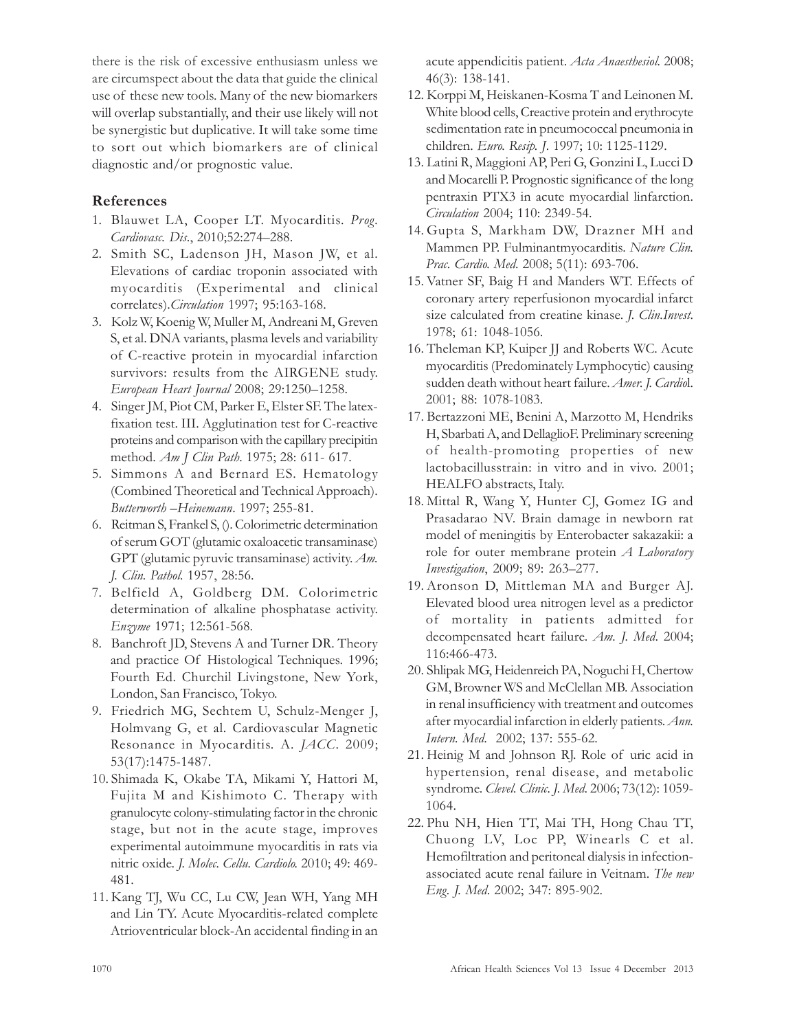there is the risk of excessive enthusiasm unless we are circumspect about the data that guide the clinical use of these new tools. Many of the new biomarkers will overlap substantially, and their use likely will not be synergistic but duplicative. It will take some time to sort out which biomarkers are of clinical diagnostic and/or prognostic value.

## References

1. Blauwet LA, Cooper LT. Myocarditis. *Prog. Cardiovasc. Dis.*, 2010;52:274–288.
2. Smith SC, Ladenson JH, Mason JW, et al. Elevations of cardiac troponin associated with myocarditis (Experimental and clinical correlates).*Circulation* 1997; 95:163-168.
3. Kolz W, Koenig W, Muller M, Andreani M, Greven S, et al. DNA variants, plasma levels and variability of C-reactive protein in myocardial infarction survivors: results from the AIRGENE study. *European Heart Journal* 2008; 29:1250–1258.
4. Singer JM, Piot CM, Parker E, Elster SF. The latex-fixation test. III. Agglutination test for C-reactive proteins and comparison with the capillary precipitin method. *Am J Clin Path.* 1975; 28: 611- 617.
5. Simmons A and Bernard ES. Hematology (Combined Theoretical and Technical Approach). *Butterworth –Heinemann*. 1997; 255-81.
6. Reitman S, Frankel S, (). Colorimetric determination of serum GOT (glutamic oxaloacetic transaminase) GPT (glutamic pyruvic transaminase) activity. *Am. J. Clin. Pathol.* 1957, 28:56.
7. Belfield A, Goldberg DM. Colorimetric determination of alkaline phosphatase activity. *Enzyme* 1971; 12:561-568.
8. Banchroft JD, Stevens A and Turner DR. Theory and practice Of Histological Techniques. 1996; Fourth Ed. Churchil Livingstone, New York, London, San Francisco, Tokyo.
9. Friedrich MG, Sechtem U, Schulz-Menger J, Holmvang G, et al. Cardiovascular Magnetic Resonance in Myocarditis. A. *JACC*. 2009; 53(17):1475-1487.
10. Shimada K, Okabe TA, Mikami Y, Hattori M, Fujita M and Kishimoto C. Therapy with granulocyte colony-stimulating factor in the chronic stage, but not in the acute stage, improves experimental autoimmune myocarditis in rats via nitric oxide. *J. Molec. Cellu. Cardiolo.* 2010; 49: 469-481.
11. Kang TJ, Wu CC, Lu CW, Jean WH, Yang MH and Lin TY. Acute Myocarditis-related complete Atrioventricular block-An accidental finding in an acute appendicitis patient. *Acta Anaesthesiol.* 2008; 46(3): 138-141.
12. Korppi M, Heiskanen-Kosma T and Leinonen M. White blood cells, Creactive protein and erythrocyte sedimentation rate in pneumococcal pneumonia in children. *Euro. Resip. J*. 1997; 10: 1125-1129.
13. Latini R, Maggioni AP, Peri G, Gonzini L, Lucci D and Mocarelli P. Prognostic significance of the long pentraxin PTX3 in acute myocardial linfarction. *Circulation* 2004; 110: 2349-54.
14. Gupta S, Markham DW, Drazner MH and Mammen PP. Fulminantmyocarditis. *Nature Clin. Prac. Cardio. Med.* 2008; 5(11): 693-706.
15. Vatner SF, Baig H and Manders WT. Effects of coronary artery reperfusionon myocardial infarct size calculated from creatine kinase. *J. Clin.Invest.* 1978; 61: 1048-1056.
16. Theleman KP, Kuiper JJ and Roberts WC. Acute myocarditis (Predominately Lymphocytic) causing sudden death without heart failure. *Amer. J. Cardio*l. 2001; 88: 1078-1083.
17. Bertazzoni ME, Benini A, Marzotto M, Hendriks H, Sbarbati A, and DellaglioF. Preliminary screening of health-promoting properties of new lactobacillusstrain: in vitro and in vivo. 2001; HEALFO abstracts, Italy.
18. Mittal R, Wang Y, Hunter CJ, Gomez IG and Prasadarao NV. Brain damage in newborn rat model of meningitis by Enterobacter sakazakii: a role for outer membrane protein *A Laboratory Investigation*, 2009; 89: 263–277.
19. Aronson D, Mittleman MA and Burger AJ. Elevated blood urea nitrogen level as a predictor of mortality in patients admitted for decompensated heart failure. *Am. J. Med*. 2004; 116:466-473.
20. Shlipak MG, Heidenreich PA, Noguchi H, Chertow GM, Browner WS and McClellan MB. Association in renal insufficiency with treatment and outcomes after myocardial infarction in elderly patients. *Ann. Intern. Med.* 2002; 137: 555-62.
21. Heinig M and Johnson RJ. Role of uric acid in hypertension, renal disease, and metabolic syndrome. *Clevel. Clinic. J. Med*. 2006; 73(12): 1059-1064.
22. Phu NH, Hien TT, Mai TH, Hong Chau TT, Chuong LV, Loc PP, Winearls C et al. Hemofiltration and peritoneal dialysis in infection-associated acute renal failure in Veitnam. *The new Eng. J. Med*. 2002; 347: 895-902.